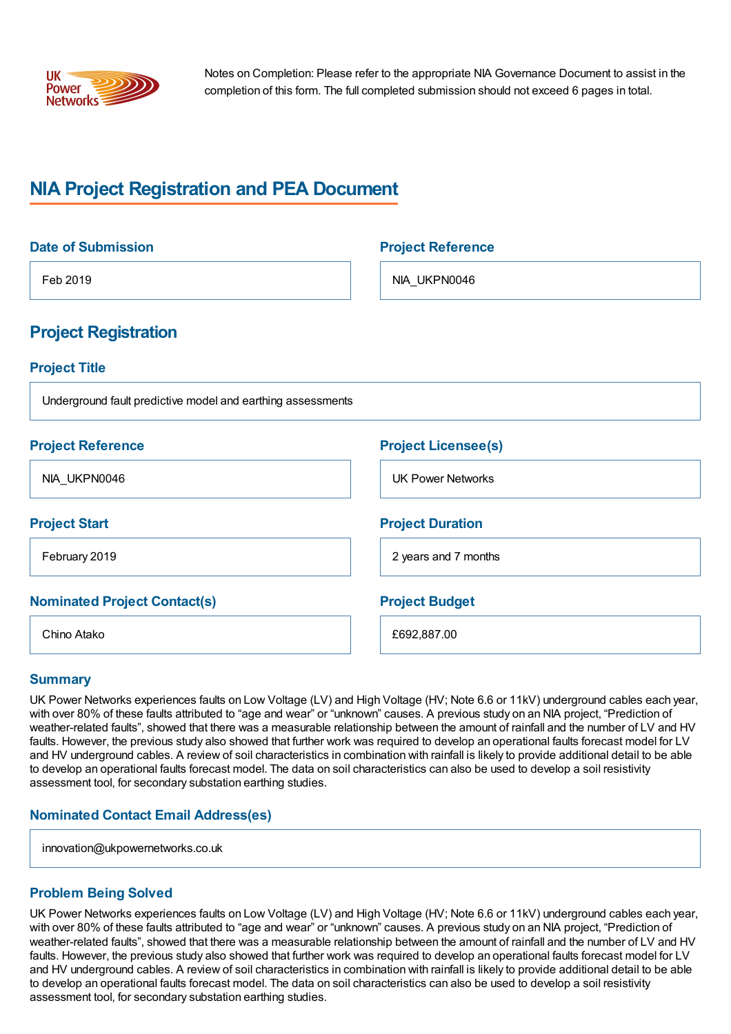Notes on Completion: Please refer to the appropriate NIA Governance Document to assist in the completion of this form. The full completed submission should not exceed 6 pages in total.

# NIA Project Registration and PEA Document

### Date of Submission

Feb 2019

### Project Reference

NIA_UKPN0046

## Project Registration

### Project Title

Underground fault predictive model and earthing assessments

### Project Reference

NIA_UKPN0046

### Project Licensee(s)

UK Power Networks

### Project Start

February 2019

### Project Duration

2 years and 7 months

### Nominated Project Contact(s)

Chino Atako

### Project Budget

£692,887.00

### Summary

UK Power Networks experiences faults on Low Voltage (LV) and High Voltage (HV; Note 6.6 or 11kV) underground cables each year, with over 80% of these faults attributed to "age and wear" or "unknown" causes. A previous study on an NIA project, "Prediction of weather-related faults", showed that there was a measurable relationship between the amount of rainfall and the number of LV and HV faults. However, the previous study also showed that further work was required to develop an operational faults forecast model for LV and HV underground cables. A review of soil characteristics in combination with rainfall is likely to provide additional detail to be able to develop an operational faults forecast model. The data on soil characteristics can also be used to develop a soil resistivity assessment tool, for secondary substation earthing studies.

### Nominated Contact Email Address(es)

innovation@ukpowernetworks.co.uk

### Problem Being Solved

UK Power Networks experiences faults on Low Voltage (LV) and High Voltage (HV; Note 6.6 or 11kV) underground cables each year, with over 80% of these faults attributed to "age and wear" or "unknown" causes. A previous study on an NIA project, "Prediction of weather-related faults", showed that there was a measurable relationship between the amount of rainfall and the number of LV and HV faults. However, the previous study also showed that further work was required to develop an operational faults forecast model for LV and HV underground cables. A review of soil characteristics in combination with rainfall is likely to provide additional detail to be able to develop an operational faults forecast model. The data on soil characteristics can also be used to develop a soil resistivity assessment tool, for secondary substation earthing studies.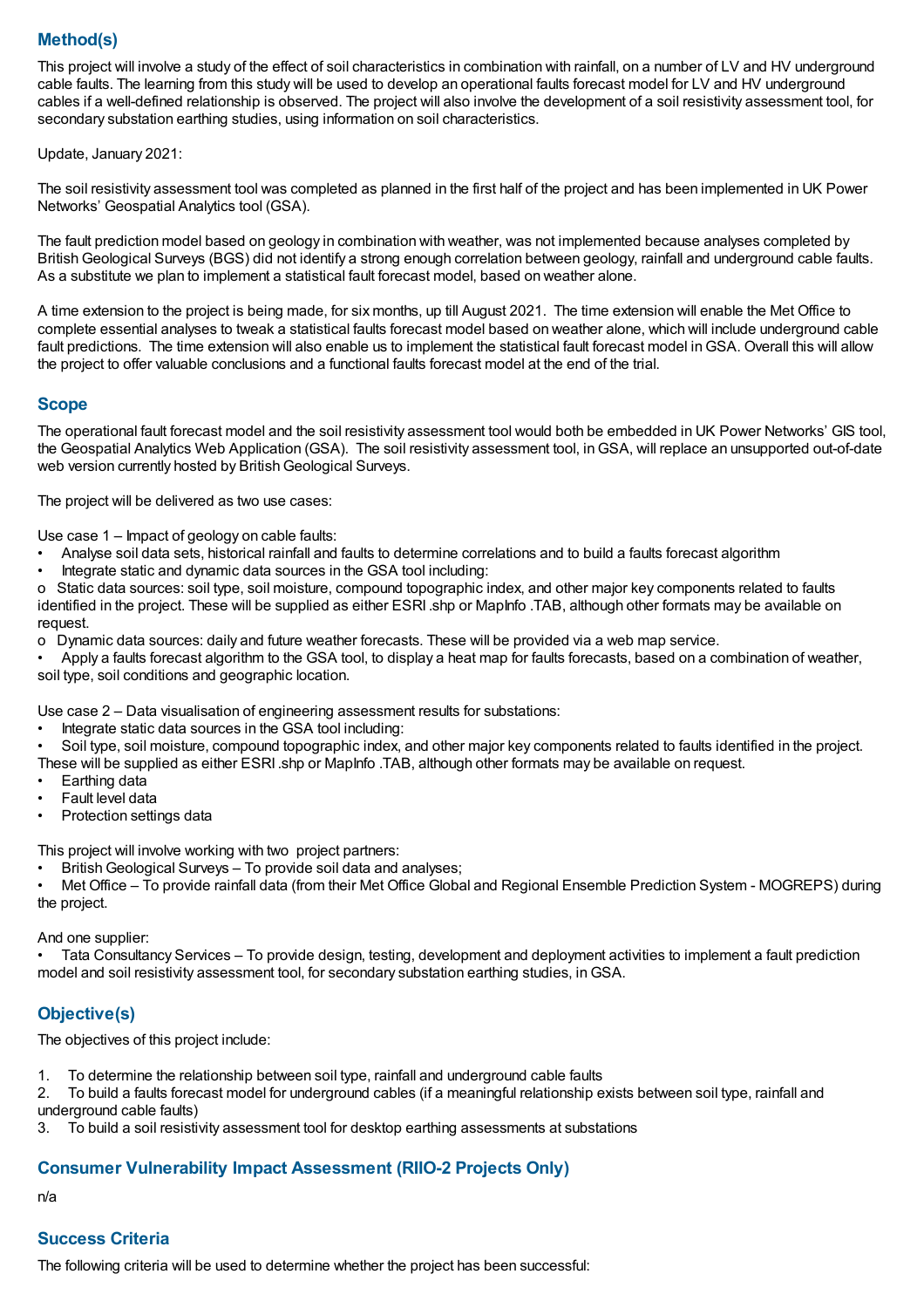## Method(s)

This project will involve a study of the effect of soil characteristics in combination with rainfall, on a number of LV and HV underground cable faults. The learning from this study will be used to develop an operational faults forecast model for LV and HV underground cables if a well-defined relationship is observed. The project will also involve the development of a soil resistivity assessment tool, for secondary substation earthing studies, using information on soil characteristics.

Update, January 2021:

The soil resistivity assessment tool was completed as planned in the first half of the project and has been implemented in UK Power Networks' Geospatial Analytics tool (GSA).

The fault prediction model based on geology in combination with weather, was not implemented because analyses completed by British Geological Surveys (BGS) did not identify a strong enough correlation between geology, rainfall and underground cable faults. As a substitute we plan to implement a statistical fault forecast model, based on weather alone.

A time extension to the project is being made, for six months, up till August 2021. The time extension will enable the Met Office to complete essential analyses to tweak a statistical faults forecast model based on weather alone, which will include underground cable fault predictions. The time extension will also enable us to implement the statistical fault forecast model in GSA. Overall this will allow the project to offer valuable conclusions and a functional faults forecast model at the end of the trial.

## Scope

The operational fault forecast model and the soil resistivity assessment tool would both be embedded in UK Power Networks' GIS tool, the Geospatial Analytics Web Application (GSA). The soil resistivity assessment tool, in GSA, will replace an unsupported out-of-date web version currently hosted by British Geological Surveys.

The project will be delivered as two use cases:

Use case 1 – Impact of geology on cable faults:

- Analyse soil data sets, historical rainfall and faults to determine correlations and to build a faults forecast algorithm
- Integrate static and dynamic data sources in the GSA tool including:

o Static data sources: soil type, soil moisture, compound topographic index, and other major key components related to faults identified in the project. These will be supplied as either ESRI .shp or MapInfo .TAB, although other formats may be available on request.

o Dynamic data sources: daily and future weather forecasts. These will be provided via a web map service.

- Apply a faults forecast algorithm to the GSA tool, to display a heat map for faults forecasts, based on a combination of weather, soil type, soil conditions and geographic location.

Use case 2 – Data visualisation of engineering assessment results for substations:

- Integrate static data sources in the GSA tool including:
- Soil type, soil moisture, compound topographic index, and other major key components related to faults identified in the project. These will be supplied as either ESRI .shp or MapInfo .TAB, although other formats may be available on request.
- Earthing data
- Fault level data
- Protection settings data

This project will involve working with two project partners:

- British Geological Surveys – To provide soil data and analyses;
- Met Office – To provide rainfall data (from their Met Office Global and Regional Ensemble Prediction System - MOGREPS) during the project.

And one supplier:

- Tata Consultancy Services – To provide design, testing, development and deployment activities to implement a fault prediction model and soil resistivity assessment tool, for secondary substation earthing studies, in GSA.

## Objective(s)

The objectives of this project include:

1. To determine the relationship between soil type, rainfall and underground cable faults
2. To build a faults forecast model for underground cables (if a meaningful relationship exists between soil type, rainfall and underground cable faults)
3. To build a soil resistivity assessment tool for desktop earthing assessments at substations

## Consumer Vulnerability Impact Assessment (RIIO-2 Projects Only)

n/a

## Success Criteria

The following criteria will be used to determine whether the project has been successful: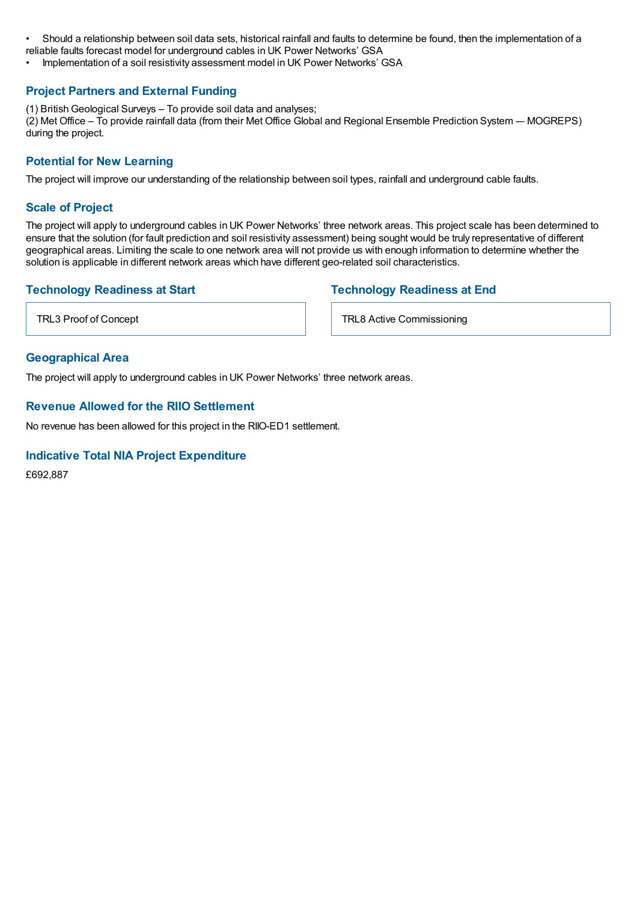- Should a relationship between soil data sets, historical rainfall and faults to determine be found, then the implementation of a reliable faults forecast model for underground cables in UK Power Networks' GSA
- Implementation of a soil resistivity assessment model in UK Power Networks' GSA

## Project Partners and External Funding

(1) British Geological Surveys – To provide soil data and analyses;
(2) Met Office – To provide rainfall data (from their Met Office Global and Regional Ensemble Prediction System –– MOGREPS) during the project.

## Potential for New Learning

The project will improve our understanding of the relationship between soil types, rainfall and underground cable faults.

## Scale of Project

The project will apply to underground cables in UK Power Networks' three network areas. This project scale has been determined to ensure that the solution (for fault prediction and soil resistivity assessment) being sought would be truly representative of different geographical areas. Limiting the scale to one network area will not provide us with enough information to determine whether the solution is applicable in different network areas which have different geo-related soil characteristics.

## Technology Readiness at Start

TRL3 Proof of Concept

## Technology Readiness at End

TRL8 Active Commissioning

## Geographical Area

The project will apply to underground cables in UK Power Networks' three network areas.

## Revenue Allowed for the RIIO Settlement

No revenue has been allowed for this project in the RIIO-ED1 settlement.

## Indicative Total NIA Project Expenditure

£692,887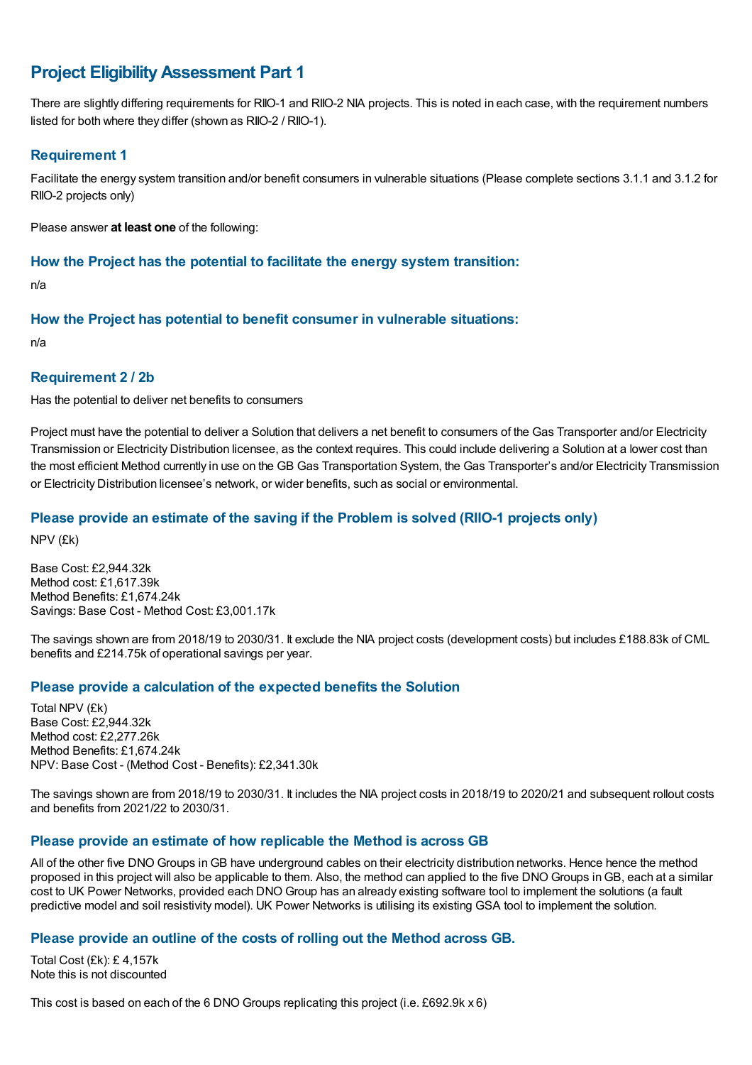# Project Eligibility Assessment Part 1

There are slightly differing requirements for RIIO-1 and RIIO-2 NIA projects. This is noted in each case, with the requirement numbers listed for both where they differ (shown as RIIO-2 / RIIO-1).

## Requirement 1

Facilitate the energy system transition and/or benefit consumers in vulnerable situations (Please complete sections 3.1.1 and 3.1.2 for RIIO-2 projects only)

Please answer **at least one** of the following:

### How the Project has the potential to facilitate the energy system transition:

n/a

### How the Project has potential to benefit consumer in vulnerable situations:

n/a

## Requirement 2 / 2b

Has the potential to deliver net benefits to consumers

Project must have the potential to deliver a Solution that delivers a net benefit to consumers of the Gas Transporter and/or Electricity Transmission or Electricity Distribution licensee, as the context requires. This could include delivering a Solution at a lower cost than the most efficient Method currently in use on the GB Gas Transportation System, the Gas Transporter's and/or Electricity Transmission or Electricity Distribution licensee's network, or wider benefits, such as social or environmental.

### Please provide an estimate of the saving if the Problem is solved (RIIO-1 projects only)

NPV (£k)

Base Cost: £2,944.32k
Method cost: £1,617.39k
Method Benefits: £1,674.24k
Savings: Base Cost - Method Cost: £3,001.17k

The savings shown are from 2018/19 to 2030/31. It exclude the NIA project costs (development costs) but includes £188.83k of CML benefits and £214.75k of operational savings per year.

### Please provide a calculation of the expected benefits the Solution

Total NPV (£k)
Base Cost: £2,944.32k
Method cost: £2,277.26k
Method Benefits: £1,674.24k
NPV: Base Cost - (Method Cost - Benefits): £2,341.30k

The savings shown are from 2018/19 to 2030/31. It includes the NIA project costs in 2018/19 to 2020/21 and subsequent rollout costs and benefits from 2021/22 to 2030/31.

### Please provide an estimate of how replicable the Method is across GB

All of the other five DNO Groups in GB have underground cables on their electricity distribution networks. Hence hence the method proposed in this project will also be applicable to them. Also, the method can applied to the five DNO Groups in GB, each at a similar cost to UK Power Networks, provided each DNO Group has an already existing software tool to implement the solutions (a fault predictive model and soil resistivity model). UK Power Networks is utilising its existing GSA tool to implement the solution.

### Please provide an outline of the costs of rolling out the Method across GB.

Total Cost (£k): £ 4,157k
Note this is not discounted

This cost is based on each of the 6 DNO Groups replicating this project (i.e. £692.9k x 6)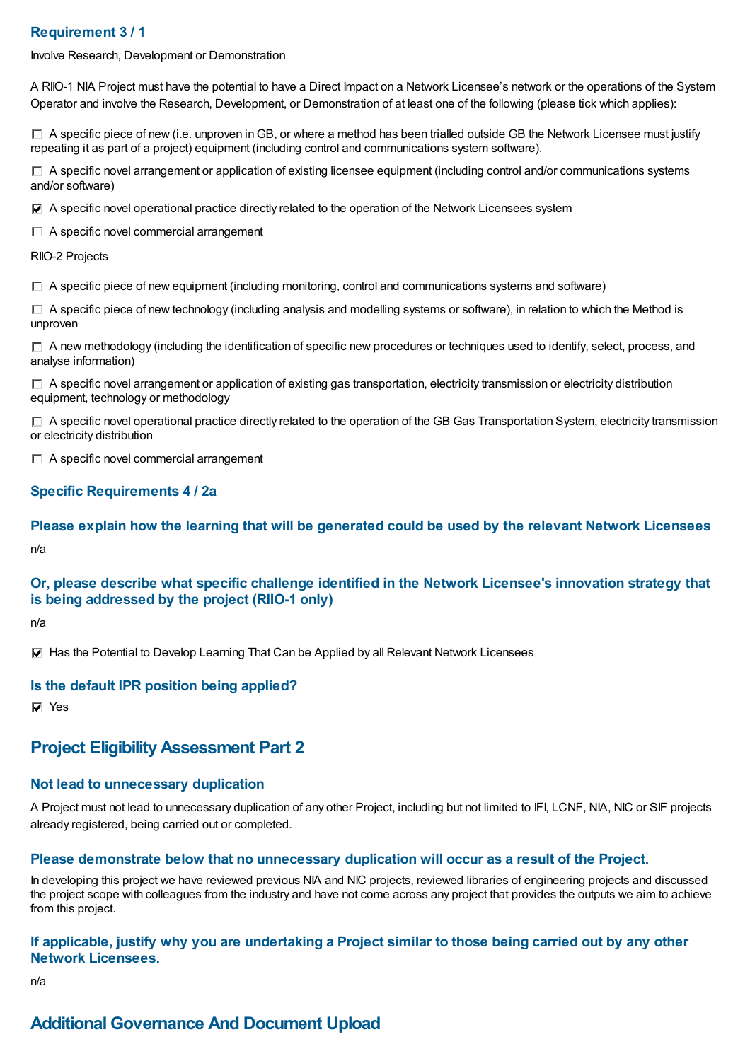### Requirement 3 / 1

Involve Research, Development or Demonstration

A RIIO-1 NIA Project must have the potential to have a Direct Impact on a Network Licensee's network or the operations of the System Operator and involve the Research, Development, or Demonstration of at least one of the following (please tick which applies):

- ☐ A specific piece of new (i.e. unproven in GB, or where a method has been trialled outside GB the Network Licensee must justify repeating it as part of a project) equipment (including control and communications system software).
- ☐ A specific novel arrangement or application of existing licensee equipment (including control and/or communications systems and/or software)
- ☑ A specific novel operational practice directly related to the operation of the Network Licensees system
- ☐ A specific novel commercial arrangement

RIIO-2 Projects

- ☐ A specific piece of new equipment (including monitoring, control and communications systems and software)
- ☐ A specific piece of new technology (including analysis and modelling systems or software), in relation to which the Method is unproven
- ☐ A new methodology (including the identification of specific new procedures or techniques used to identify, select, process, and analyse information)
- ☐ A specific novel arrangement or application of existing gas transportation, electricity transmission or electricity distribution equipment, technology or methodology
- ☐ A specific novel operational practice directly related to the operation of the GB Gas Transportation System, electricity transmission or electricity distribution
- ☐ A specific novel commercial arrangement

### Specific Requirements 4 / 2a

### Please explain how the learning that will be generated could be used by the relevant Network Licensees

n/a

### Or, please describe what specific challenge identified in the Network Licensee's innovation strategy that is being addressed by the project (RIIO-1 only)

n/a

☑ Has the Potential to Develop Learning That Can be Applied by all Relevant Network Licensees

### Is the default IPR position being applied?

☑ Yes

## Project Eligibility Assessment Part 2

### Not lead to unnecessary duplication

A Project must not lead to unnecessary duplication of any other Project, including but not limited to IFI, LCNF, NIA, NIC or SIF projects already registered, being carried out or completed.

### Please demonstrate below that no unnecessary duplication will occur as a result of the Project.

In developing this project we have reviewed previous NIA and NIC projects, reviewed libraries of engineering projects and discussed the project scope with colleagues from the industry and have not come across any project that provides the outputs we aim to achieve from this project.

### If applicable, justify why you are undertaking a Project similar to those being carried out by any other Network Licensees.

n/a

## Additional Governance And Document Upload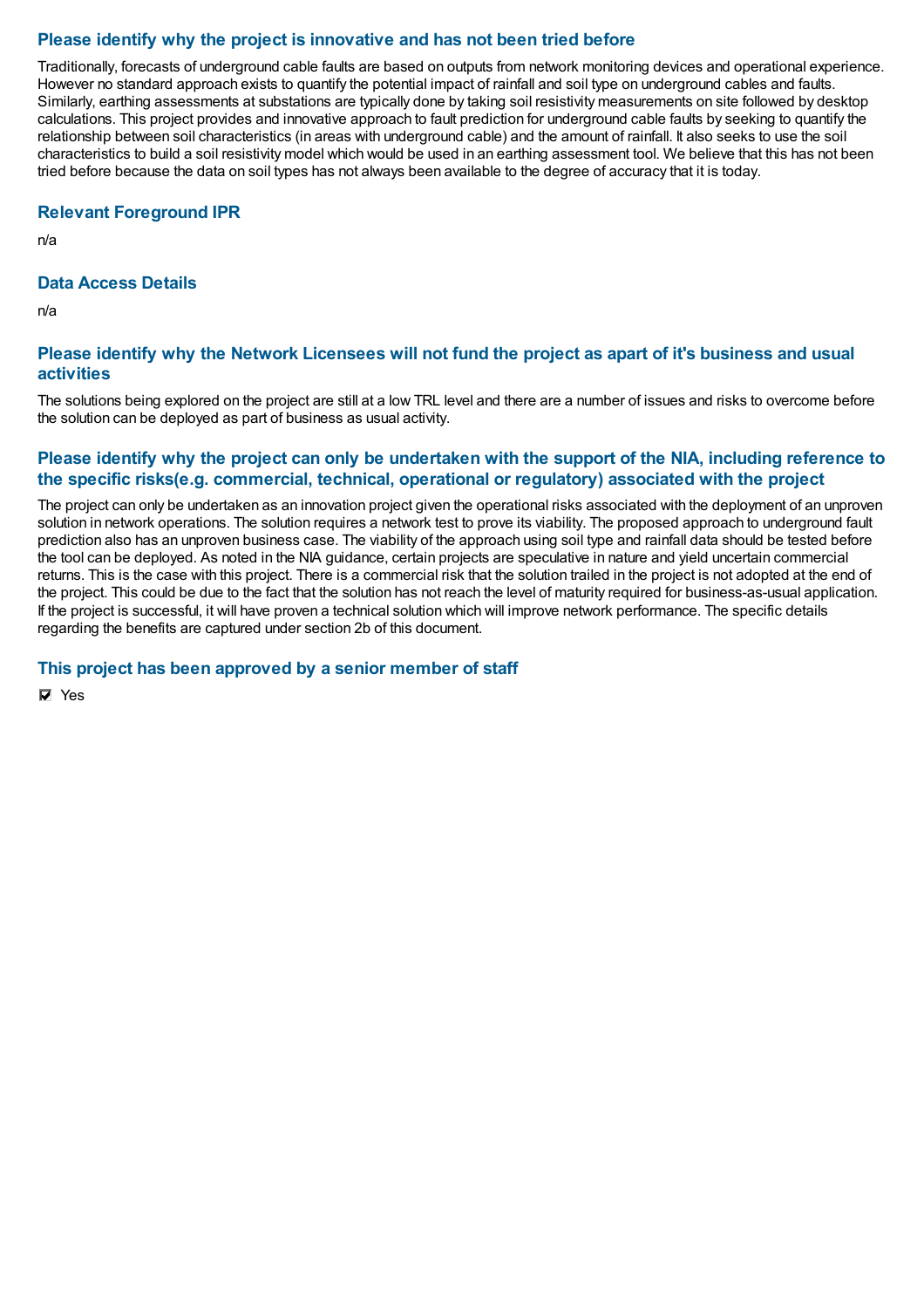### Please identify why the project is innovative and has not been tried before

Traditionally, forecasts of underground cable faults are based on outputs from network monitoring devices and operational experience. However no standard approach exists to quantify the potential impact of rainfall and soil type on underground cables and faults. Similarly, earthing assessments at substations are typically done by taking soil resistivity measurements on site followed by desktop calculations. This project provides and innovative approach to fault prediction for underground cable faults by seeking to quantify the relationship between soil characteristics (in areas with underground cable) and the amount of rainfall. It also seeks to use the soil characteristics to build a soil resistivity model which would be used in an earthing assessment tool. We believe that this has not been tried before because the data on soil types has not always been available to the degree of accuracy that it is today.

### Relevant Foreground IPR

n/a

### Data Access Details

n/a

### Please identify why the Network Licensees will not fund the project as apart of it's business and usual activities

The solutions being explored on the project are still at a low TRL level and there are a number of issues and risks to overcome before the solution can be deployed as part of business as usual activity.

### Please identify why the project can only be undertaken with the support of the NIA, including reference to the specific risks(e.g. commercial, technical, operational or regulatory) associated with the project

The project can only be undertaken as an innovation project given the operational risks associated with the deployment of an unproven solution in network operations. The solution requires a network test to prove its viability. The proposed approach to underground fault prediction also has an unproven business case. The viability of the approach using soil type and rainfall data should be tested before the tool can be deployed. As noted in the NIA guidance, certain projects are speculative in nature and yield uncertain commercial returns. This is the case with this project. There is a commercial risk that the solution trailed in the project is not adopted at the end of the project. This could be due to the fact that the solution has not reach the level of maturity required for business-as-usual application. If the project is successful, it will have proven a technical solution which will improve network performance. The specific details regarding the benefits are captured under section 2b of this document.

### This project has been approved by a senior member of staff

☑ Yes